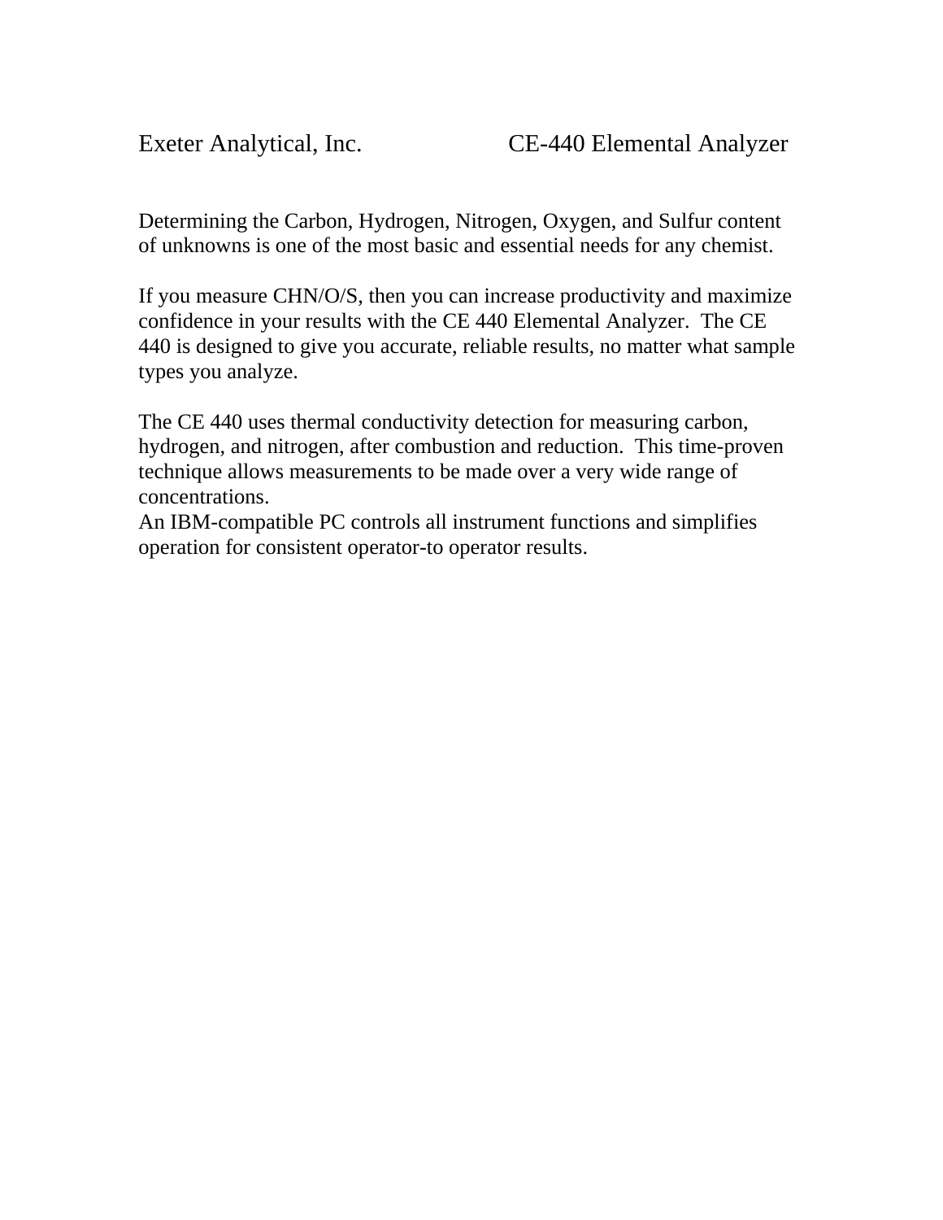Exeter Analytical, Inc. CE-440 Elemental Analyzer

Determining the Carbon, Hydrogen, Nitrogen, Oxygen, and Sulfur content of unknowns is one of the most basic and essential needs for any chemist.

If you measure CHN/O/S, then you can increase productivity and maximize confidence in your results with the CE 440 Elemental Analyzer. The CE 440 is designed to give you accurate, reliable results, no matter what sample types you analyze.

The CE 440 uses thermal conductivity detection for measuring carbon, hydrogen, and nitrogen, after combustion and reduction. This time-proven technique allows measurements to be made over a very wide range of concentrations.
An IBM-compatible PC controls all instrument functions and simplifies operation for consistent operator-to operator results.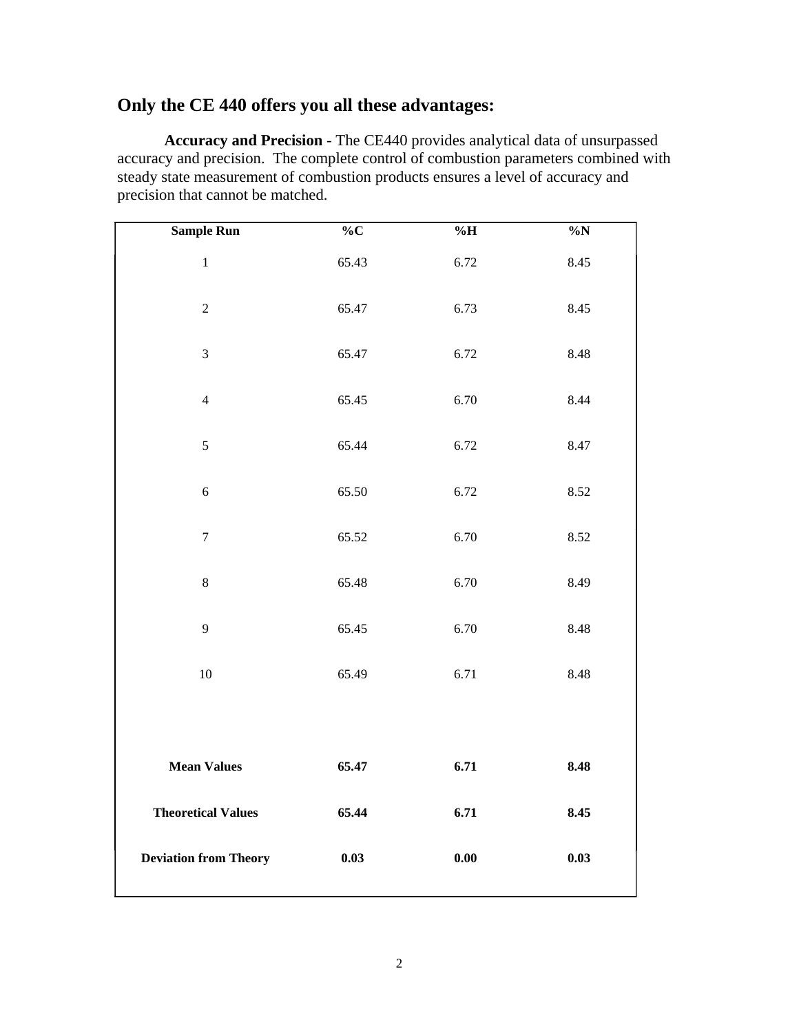## Only the CE 440 offers you all these advantages:

**Accuracy and Precision** - The CE440 provides analytical data of unsurpassed accuracy and precision. The complete control of combustion parameters combined with steady state measurement of combustion products ensures a level of accuracy and precision that cannot be matched.

| Sample Run | %C | %H | %N |
|---|---|---|---|
| 1 | 65.43 | 6.72 | 8.45 |
| 2 | 65.47 | 6.73 | 8.45 |
| 3 | 65.47 | 6.72 | 8.48 |
| 4 | 65.45 | 6.70 | 8.44 |
| 5 | 65.44 | 6.72 | 8.47 |
| 6 | 65.50 | 6.72 | 8.52 |
| 7 | 65.52 | 6.70 | 8.52 |
| 8 | 65.48 | 6.70 | 8.49 |
| 9 | 65.45 | 6.70 | 8.48 |
| 10 | 65.49 | 6.71 | 8.48 |
| **Mean Values** | **65.47** | **6.71** | **8.48** |
| **Theoretical Values** | **65.44** | **6.71** | **8.45** |
| **Deviation from Theory** | **0.03** | **0.00** | **0.03** |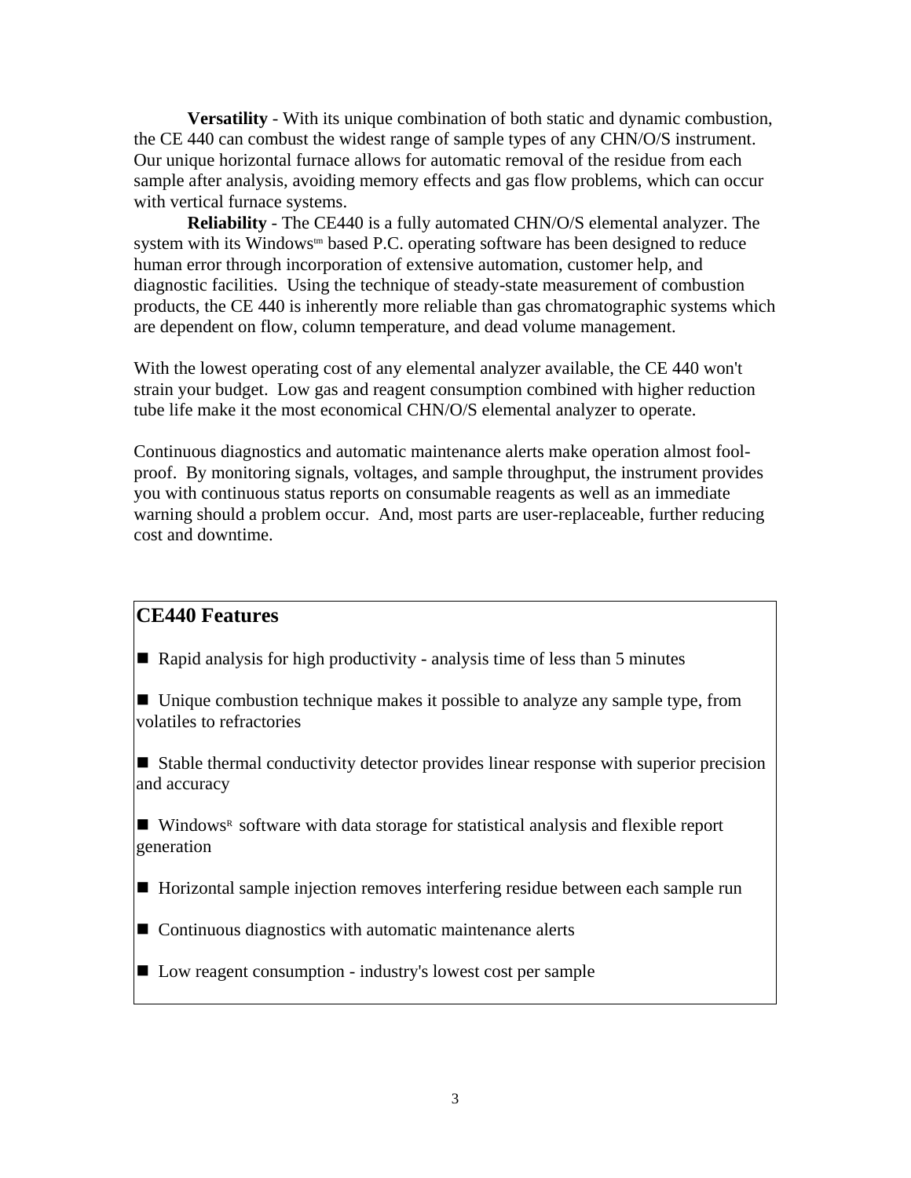**Versatility** - With its unique combination of both static and dynamic combustion, the CE 440 can combust the widest range of sample types of any CHN/O/S instrument. Our unique horizontal furnace allows for automatic removal of the residue from each sample after analysis, avoiding memory effects and gas flow problems, which can occur with vertical furnace systems.

**Reliability** - The CE440 is a fully automated CHN/O/S elemental analyzer. The system with its Windows™ based P.C. operating software has been designed to reduce human error through incorporation of extensive automation, customer help, and diagnostic facilities. Using the technique of steady-state measurement of combustion products, the CE 440 is inherently more reliable than gas chromatographic systems which are dependent on flow, column temperature, and dead volume management.

With the lowest operating cost of any elemental analyzer available, the CE 440 won't strain your budget. Low gas and reagent consumption combined with higher reduction tube life make it the most economical CHN/O/S elemental analyzer to operate.

Continuous diagnostics and automatic maintenance alerts make operation almost fool-proof. By monitoring signals, voltages, and sample throughput, the instrument provides you with continuous status reports on consumable reagents as well as an immediate warning should a problem occur. And, most parts are user-replaceable, further reducing cost and downtime.

## CE440 Features

- Rapid analysis for high productivity - analysis time of less than 5 minutes
- Unique combustion technique makes it possible to analyze any sample type, from volatiles to refractories
- Stable thermal conductivity detector provides linear response with superior precision and accuracy
- Windows® software with data storage for statistical analysis and flexible report generation
- Horizontal sample injection removes interfering residue between each sample run
- Continuous diagnostics with automatic maintenance alerts
- Low reagent consumption - industry's lowest cost per sample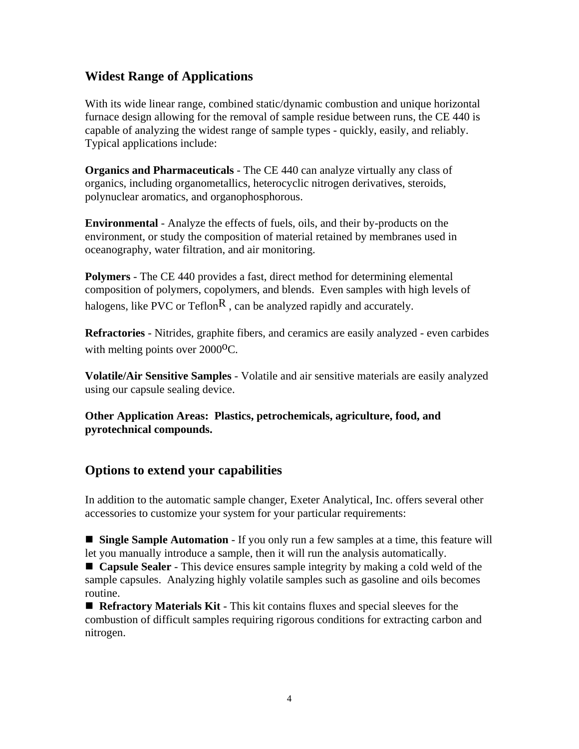## Widest Range of Applications

With its wide linear range, combined static/dynamic combustion and unique horizontal furnace design allowing for the removal of sample residue between runs, the CE 440 is capable of analyzing the widest range of sample types - quickly, easily, and reliably. Typical applications include:

**Organics and Pharmaceuticals** - The CE 440 can analyze virtually any class of organics, including organometallics, heterocyclic nitrogen derivatives, steroids, polynuclear aromatics, and organophosphorous.

**Environmental** - Analyze the effects of fuels, oils, and their by-products on the environment, or study the composition of material retained by membranes used in oceanography, water filtration, and air monitoring.

**Polymers** - The CE 440 provides a fast, direct method for determining elemental composition of polymers, copolymers, and blends. Even samples with high levels of halogens, like PVC or Teflon$^{R}$ , can be analyzed rapidly and accurately.

**Refractories** - Nitrides, graphite fibers, and ceramics are easily analyzed - even carbides with melting points over 2000$^{o}$C.

**Volatile/Air Sensitive Samples** - Volatile and air sensitive materials are easily analyzed using our capsule sealing device.

**Other Application Areas: Plastics, petrochemicals, agriculture, food, and pyrotechnical compounds.**

## Options to extend your capabilities

In addition to the automatic sample changer, Exeter Analytical, Inc. offers several other accessories to customize your system for your particular requirements:

- **Single Sample Automation** - If you only run a few samples at a time, this feature will let you manually introduce a sample, then it will run the analysis automatically.
- **Capsule Sealer** - This device ensures sample integrity by making a cold weld of the sample capsules. Analyzing highly volatile samples such as gasoline and oils becomes routine.
- **Refractory Materials Kit** - This kit contains fluxes and special sleeves for the combustion of difficult samples requiring rigorous conditions for extracting carbon and nitrogen.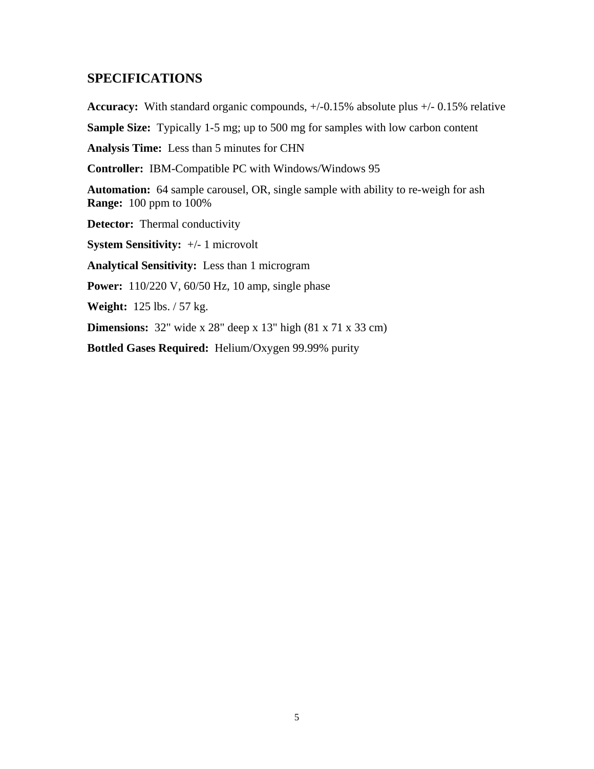## SPECIFICATIONS

**Accuracy:** With standard organic compounds, +/-0.15% absolute plus +/- 0.15% relative

**Sample Size:** Typically 1-5 mg; up to 500 mg for samples with low carbon content

**Analysis Time:** Less than 5 minutes for CHN

**Controller:** IBM-Compatible PC with Windows/Windows 95

**Automation:** 64 sample carousel, OR, single sample with ability to re-weigh for ash
**Range:** 100 ppm to 100%

**Detector:** Thermal conductivity

**System Sensitivity:** +/- 1 microvolt

**Analytical Sensitivity:** Less than 1 microgram

**Power:** 110/220 V, 60/50 Hz, 10 amp, single phase

**Weight:** 125 lbs. / 57 kg.

**Dimensions:** 32" wide x 28" deep x 13" high (81 x 71 x 33 cm)

**Bottled Gases Required:** Helium/Oxygen 99.99% purity